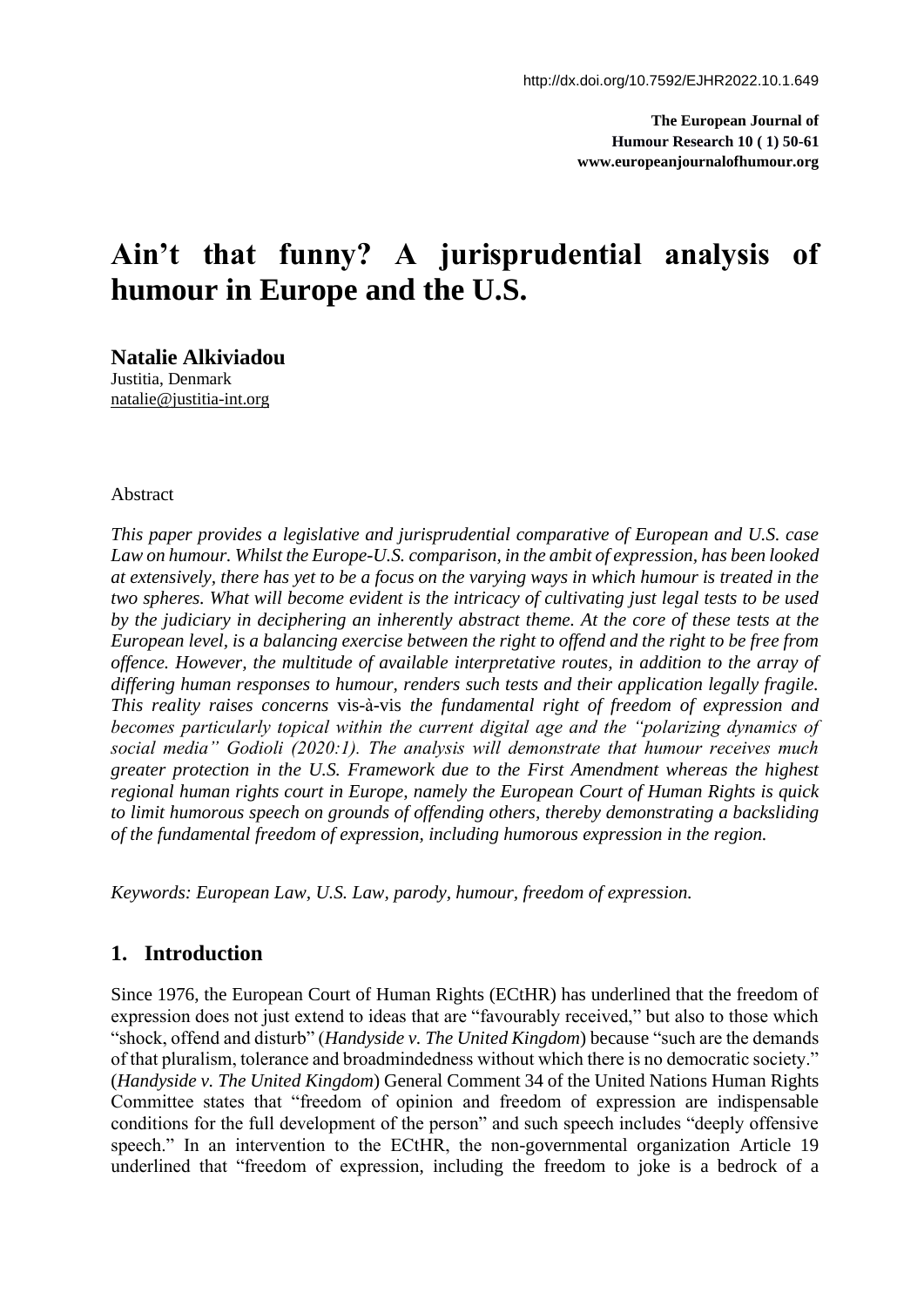# Ain't that funny? A jurisprudential analysis of humour in Europe and the U.S.

**Natalie Alkiviadou**
Justitia, Denmark
natalie@justitia-int.org

Abstract

*This paper provides a legislative and jurisprudential comparative of European and U.S. case Law on humour. Whilst the Europe-U.S. comparison, in the ambit of expression, has been looked at extensively, there has yet to be a focus on the varying ways in which humour is treated in the two spheres. What will become evident is the intricacy of cultivating just legal tests to be used by the judiciary in deciphering an inherently abstract theme. At the core of these tests at the European level, is a balancing exercise between the right to offend and the right to be free from offence. However, the multitude of available interpretative routes, in addition to the array of differing human responses to humour, renders such tests and their application legally fragile. This reality raises concerns* vis-à-vis *the fundamental right of freedom of expression and becomes particularly topical within the current digital age and the "polarizing dynamics of social media" Godioli (2020:1). The analysis will demonstrate that humour receives much greater protection in the U.S. Framework due to the First Amendment whereas the highest regional human rights court in Europe, namely the European Court of Human Rights is quick to limit humorous speech on grounds of offending others, thereby demonstrating a backsliding of the fundamental freedom of expression, including humorous expression in the region.*

*Keywords: European Law, U.S. Law, parody, humour, freedom of expression.*

## 1. Introduction

Since 1976, the European Court of Human Rights (ECtHR) has underlined that the freedom of expression does not just extend to ideas that are "favourably received," but also to those which "shock, offend and disturb" (*Handyside v. The United Kingdom*) because "such are the demands of that pluralism, tolerance and broadmindedness without which there is no democratic society." (*Handyside v. The United Kingdom*) General Comment 34 of the United Nations Human Rights Committee states that "freedom of opinion and freedom of expression are indispensable conditions for the full development of the person" and such speech includes "deeply offensive speech." In an intervention to the ECtHR, the non-governmental organization Article 19 underlined that "freedom of expression, including the freedom to joke is a bedrock of a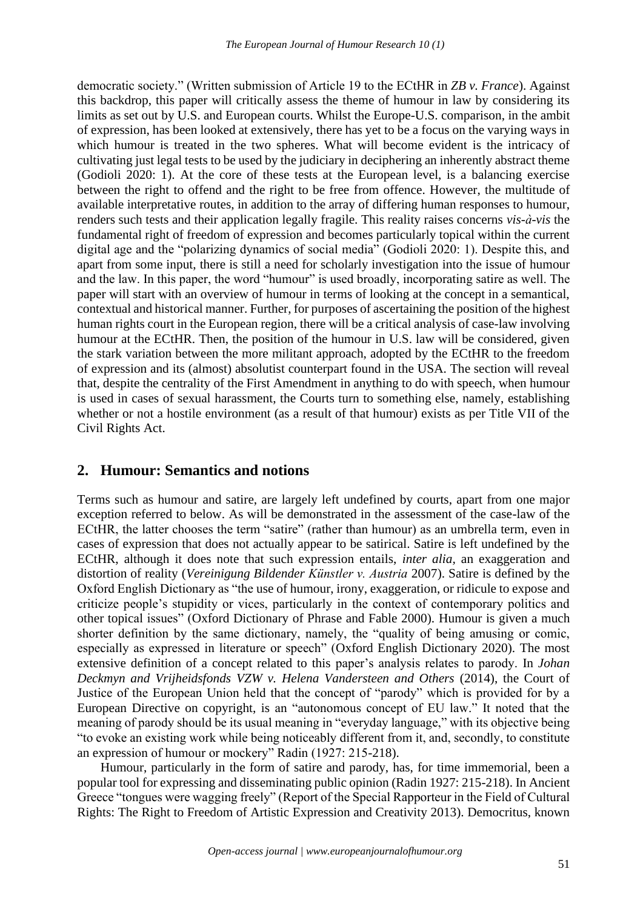democratic society." (Written submission of Article 19 to the ECtHR in *ZB v. France*). Against this backdrop, this paper will critically assess the theme of humour in law by considering its limits as set out by U.S. and European courts. Whilst the Europe-U.S. comparison, in the ambit of expression, has been looked at extensively, there has yet to be a focus on the varying ways in which humour is treated in the two spheres. What will become evident is the intricacy of cultivating just legal tests to be used by the judiciary in deciphering an inherently abstract theme (Godioli 2020: 1). At the core of these tests at the European level, is a balancing exercise between the right to offend and the right to be free from offence. However, the multitude of available interpretative routes, in addition to the array of differing human responses to humour, renders such tests and their application legally fragile. This reality raises concerns *vis-à-vis* the fundamental right of freedom of expression and becomes particularly topical within the current digital age and the "polarizing dynamics of social media" (Godioli 2020: 1). Despite this, and apart from some input, there is still a need for scholarly investigation into the issue of humour and the law. In this paper, the word "humour" is used broadly, incorporating satire as well. The paper will start with an overview of humour in terms of looking at the concept in a semantical, contextual and historical manner. Further, for purposes of ascertaining the position of the highest human rights court in the European region, there will be a critical analysis of case-law involving humour at the ECtHR. Then, the position of the humour in U.S. law will be considered, given the stark variation between the more militant approach, adopted by the ECtHR to the freedom of expression and its (almost) absolutist counterpart found in the USA. The section will reveal that, despite the centrality of the First Amendment in anything to do with speech, when humour is used in cases of sexual harassment, the Courts turn to something else, namely, establishing whether or not a hostile environment (as a result of that humour) exists as per Title VII of the Civil Rights Act.

## 2. Humour: Semantics and notions

Terms such as humour and satire, are largely left undefined by courts, apart from one major exception referred to below. As will be demonstrated in the assessment of the case-law of the ECtHR, the latter chooses the term "satire" (rather than humour) as an umbrella term, even in cases of expression that does not actually appear to be satirical. Satire is left undefined by the ECtHR, although it does note that such expression entails, *inter alia*, an exaggeration and distortion of reality (*Vereinigung Bildender Künstler v. Austria* 2007). Satire is defined by the Oxford English Dictionary as "the use of humour, irony, exaggeration, or ridicule to expose and criticize people's stupidity or vices, particularly in the context of contemporary politics and other topical issues" (Oxford Dictionary of Phrase and Fable 2000). Humour is given a much shorter definition by the same dictionary, namely, the "quality of being amusing or comic, especially as expressed in literature or speech" (Oxford English Dictionary 2020). The most extensive definition of a concept related to this paper's analysis relates to parody. In *Johan Deckmyn and Vrijheidsfonds VZW v. Helena Vandersteen and Others* (2014), the Court of Justice of the European Union held that the concept of "parody" which is provided for by a European Directive on copyright, is an "autonomous concept of EU law." It noted that the meaning of parody should be its usual meaning in "everyday language," with its objective being "to evoke an existing work while being noticeably different from it, and, secondly, to constitute an expression of humour or mockery" Radin (1927: 215-218).

Humour, particularly in the form of satire and parody, has, for time immemorial, been a popular tool for expressing and disseminating public opinion (Radin 1927: 215-218). In Ancient Greece "tongues were wagging freely" (Report of the Special Rapporteur in the Field of Cultural Rights: The Right to Freedom of Artistic Expression and Creativity 2013). Democritus, known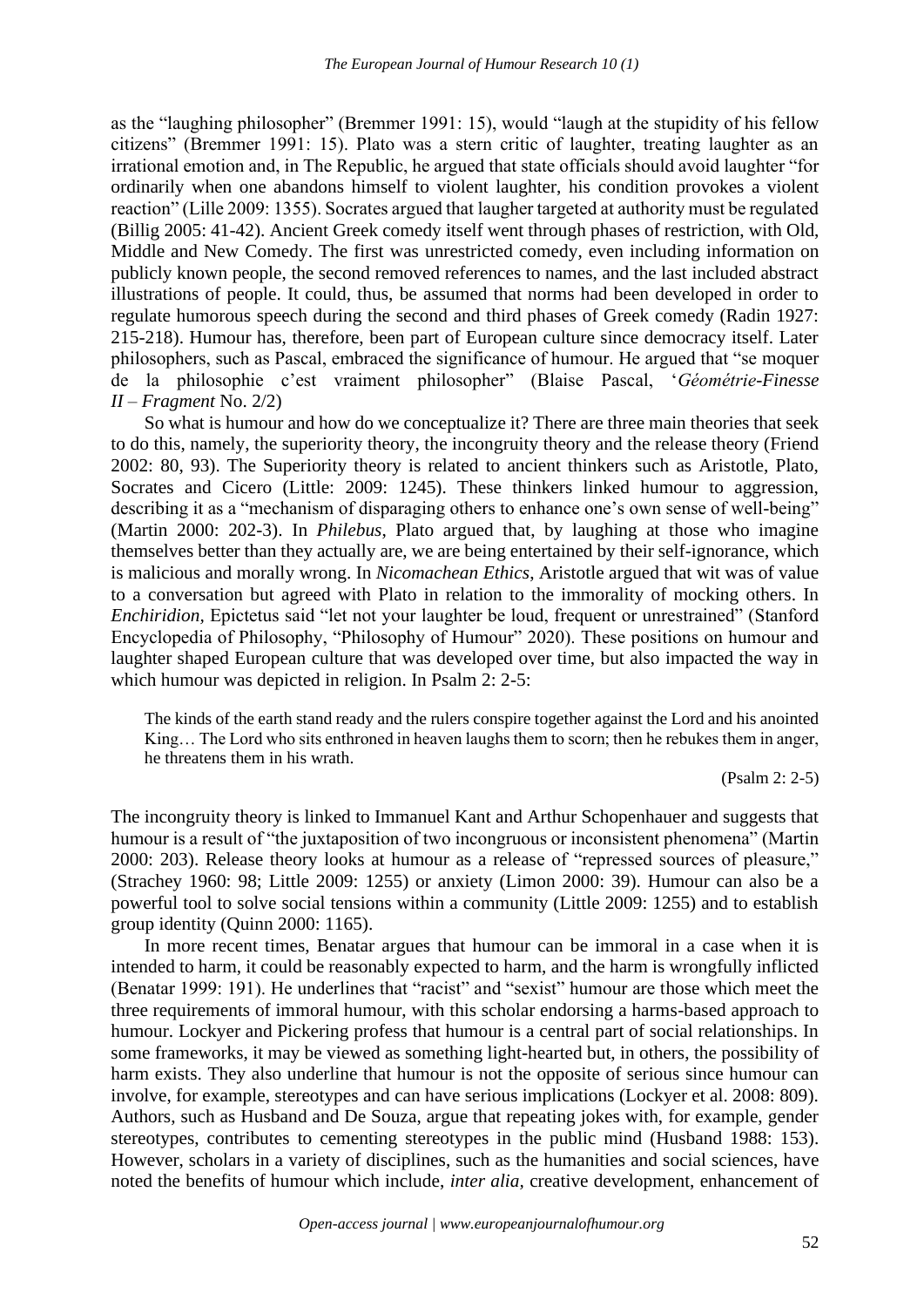as the "laughing philosopher" (Bremmer 1991: 15), would "laugh at the stupidity of his fellow citizens" (Bremmer 1991: 15). Plato was a stern critic of laughter, treating laughter as an irrational emotion and, in The Republic, he argued that state officials should avoid laughter "for ordinarily when one abandons himself to violent laughter, his condition provokes a violent reaction" (Lille 2009: 1355). Socrates argued that laugher targeted at authority must be regulated (Billig 2005: 41-42). Ancient Greek comedy itself went through phases of restriction, with Old, Middle and New Comedy. The first was unrestricted comedy, even including information on publicly known people, the second removed references to names, and the last included abstract illustrations of people. It could, thus, be assumed that norms had been developed in order to regulate humorous speech during the second and third phases of Greek comedy (Radin 1927: 215-218). Humour has, therefore, been part of European culture since democracy itself. Later philosophers, such as Pascal, embraced the significance of humour. He argued that "se moquer de la philosophie c'est vraiment philosopher" (Blaise Pascal, '*Géométrie-Finesse II – Fragment* No. 2/2)

So what is humour and how do we conceptualize it? There are three main theories that seek to do this, namely, the superiority theory, the incongruity theory and the release theory (Friend 2002: 80, 93). The Superiority theory is related to ancient thinkers such as Aristotle, Plato, Socrates and Cicero (Little: 2009: 1245). These thinkers linked humour to aggression, describing it as a "mechanism of disparaging others to enhance one's own sense of well-being" (Martin 2000: 202-3). In *Philebus*, Plato argued that, by laughing at those who imagine themselves better than they actually are, we are being entertained by their self-ignorance, which is malicious and morally wrong. In *Nicomachean Ethics*, Aristotle argued that wit was of value to a conversation but agreed with Plato in relation to the immorality of mocking others. In *Enchiridion*, Epictetus said "let not your laughter be loud, frequent or unrestrained" (Stanford Encyclopedia of Philosophy, "Philosophy of Humour" 2020). These positions on humour and laughter shaped European culture that was developed over time, but also impacted the way in which humour was depicted in religion. In Psalm 2: 2-5:

> The kinds of the earth stand ready and the rulers conspire together against the Lord and his anointed King… The Lord who sits enthroned in heaven laughs them to scorn; then he rebukes them in anger, he threatens them in his wrath.
>
> (Psalm 2: 2-5)

The incongruity theory is linked to Immanuel Kant and Arthur Schopenhauer and suggests that humour is a result of "the juxtaposition of two incongruous or inconsistent phenomena" (Martin 2000: 203). Release theory looks at humour as a release of "repressed sources of pleasure," (Strachey 1960: 98; Little 2009: 1255) or anxiety (Limon 2000: 39). Humour can also be a powerful tool to solve social tensions within a community (Little 2009: 1255) and to establish group identity (Quinn 2000: 1165).

In more recent times, Benatar argues that humour can be immoral in a case when it is intended to harm, it could be reasonably expected to harm, and the harm is wrongfully inflicted (Benatar 1999: 191). He underlines that "racist" and "sexist" humour are those which meet the three requirements of immoral humour, with this scholar endorsing a harms-based approach to humour. Lockyer and Pickering profess that humour is a central part of social relationships. In some frameworks, it may be viewed as something light-hearted but, in others, the possibility of harm exists. They also underline that humour is not the opposite of serious since humour can involve, for example, stereotypes and can have serious implications (Lockyer et al. 2008: 809). Authors, such as Husband and De Souza, argue that repeating jokes with, for example, gender stereotypes, contributes to cementing stereotypes in the public mind (Husband 1988: 153). However, scholars in a variety of disciplines, such as the humanities and social sciences, have noted the benefits of humour which include, *inter alia*, creative development, enhancement of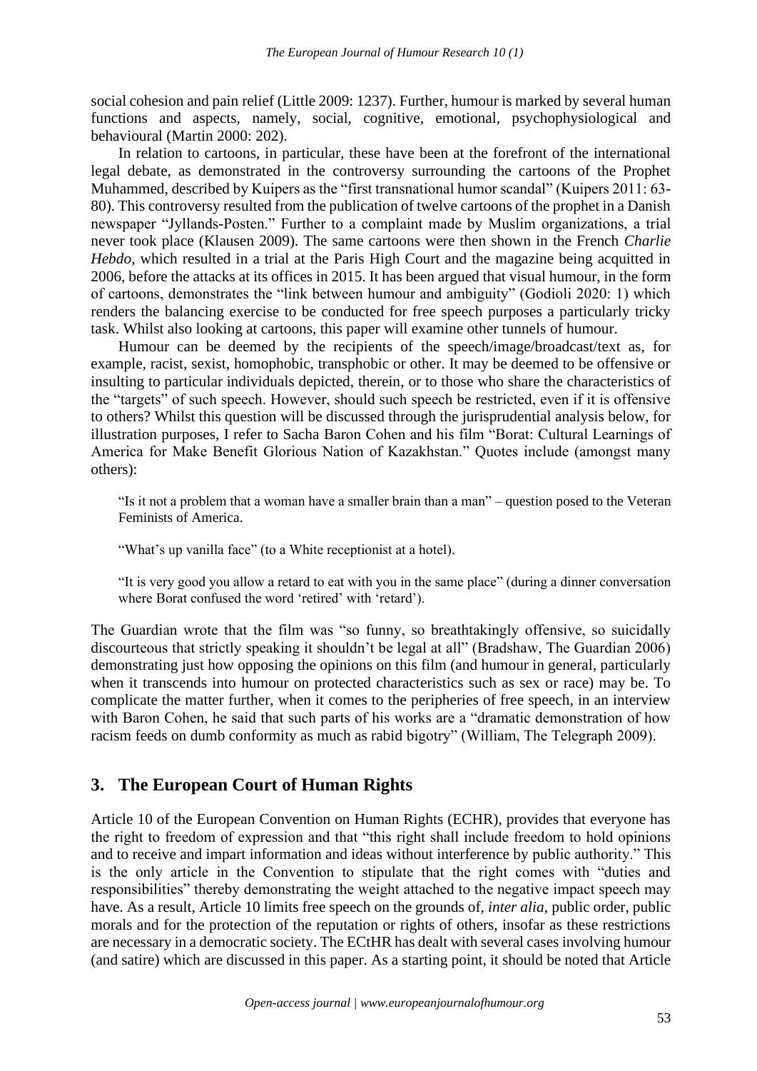social cohesion and pain relief (Little 2009: 1237). Further, humour is marked by several human functions and aspects, namely, social, cognitive, emotional, psychophysiological and behavioural (Martin 2000: 202).

In relation to cartoons, in particular, these have been at the forefront of the international legal debate, as demonstrated in the controversy surrounding the cartoons of the Prophet Muhammed, described by Kuipers as the "first transnational humor scandal" (Kuipers 2011: 63-80). This controversy resulted from the publication of twelve cartoons of the prophet in a Danish newspaper "Jyllands-Posten." Further to a complaint made by Muslim organizations, a trial never took place (Klausen 2009). The same cartoons were then shown in the French *Charlie Hebdo,* which resulted in a trial at the Paris High Court and the magazine being acquitted in 2006, before the attacks at its offices in 2015. It has been argued that visual humour, in the form of cartoons, demonstrates the "link between humour and ambiguity" (Godioli 2020: 1) which renders the balancing exercise to be conducted for free speech purposes a particularly tricky task. Whilst also looking at cartoons, this paper will examine other tunnels of humour.

Humour can be deemed by the recipients of the speech/image/broadcast/text as, for example, racist, sexist, homophobic, transphobic or other. It may be deemed to be offensive or insulting to particular individuals depicted, therein, or to those who share the characteristics of the "targets" of such speech. However, should such speech be restricted, even if it is offensive to others? Whilst this question will be discussed through the jurisprudential analysis below, for illustration purposes, I refer to Sacha Baron Cohen and his film "Borat: Cultural Learnings of America for Make Benefit Glorious Nation of Kazakhstan." Quotes include (amongst many others):

> "Is it not a problem that a woman have a smaller brain than a man" – question posed to the Veteran Feminists of America.
>
> "What's up vanilla face" (to a White receptionist at a hotel).
>
> "It is very good you allow a retard to eat with you in the same place" (during a dinner conversation where Borat confused the word 'retired' with 'retard').

The Guardian wrote that the film was "so funny, so breathtakingly offensive, so suicidally discourteous that strictly speaking it shouldn't be legal at all" (Bradshaw, The Guardian 2006) demonstrating just how opposing the opinions on this film (and humour in general, particularly when it transcends into humour on protected characteristics such as sex or race) may be. To complicate the matter further, when it comes to the peripheries of free speech, in an interview with Baron Cohen, he said that such parts of his works are a "dramatic demonstration of how racism feeds on dumb conformity as much as rabid bigotry" (William, The Telegraph 2009).

## 3. The European Court of Human Rights

Article 10 of the European Convention on Human Rights (ECHR), provides that everyone has the right to freedom of expression and that "this right shall include freedom to hold opinions and to receive and impart information and ideas without interference by public authority." This is the only article in the Convention to stipulate that the right comes with "duties and responsibilities" thereby demonstrating the weight attached to the negative impact speech may have. As a result, Article 10 limits free speech on the grounds of, *inter alia*, public order, public morals and for the protection of the reputation or rights of others, insofar as these restrictions are necessary in a democratic society. The ECtHR has dealt with several cases involving humour (and satire) which are discussed in this paper. As a starting point, it should be noted that Article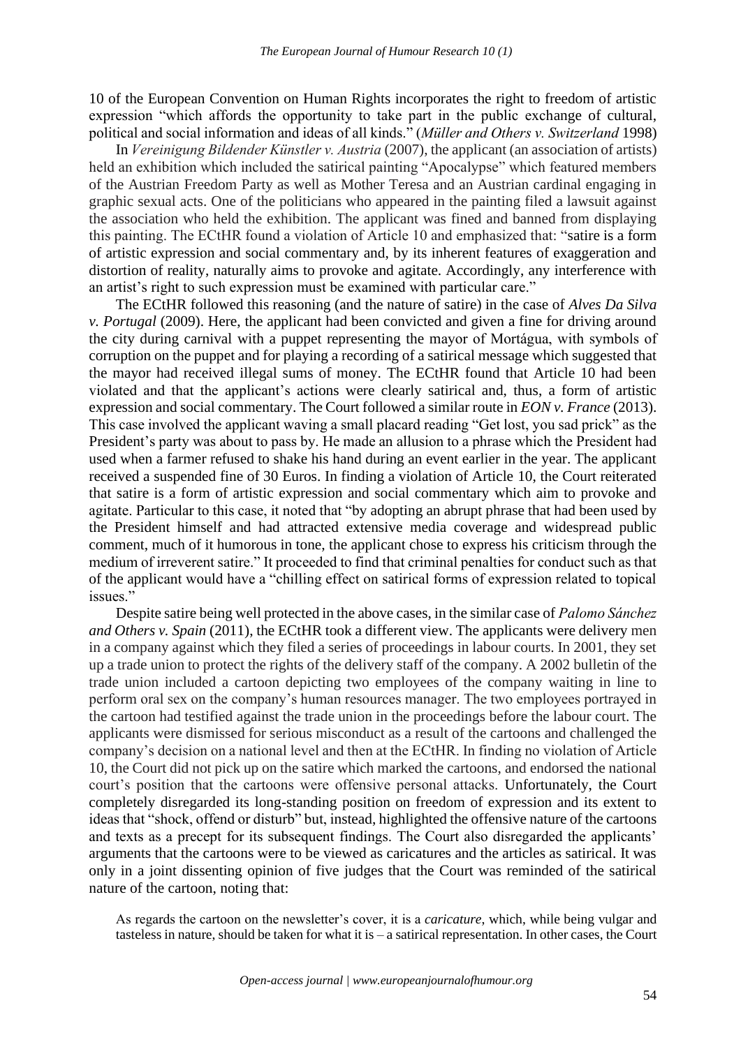10 of the European Convention on Human Rights incorporates the right to freedom of artistic expression "which affords the opportunity to take part in the public exchange of cultural, political and social information and ideas of all kinds." (*Müller and Others v. Switzerland* 1998)

In *Vereinigung Bildender Künstler v. Austria* (2007), the applicant (an association of artists) held an exhibition which included the satirical painting "Apocalypse" which featured members of the Austrian Freedom Party as well as Mother Teresa and an Austrian cardinal engaging in graphic sexual acts. One of the politicians who appeared in the painting filed a lawsuit against the association who held the exhibition. The applicant was fined and banned from displaying this painting. The ECtHR found a violation of Article 10 and emphasized that: "satire is a form of artistic expression and social commentary and, by its inherent features of exaggeration and distortion of reality, naturally aims to provoke and agitate. Accordingly, any interference with an artist's right to such expression must be examined with particular care."

The ECtHR followed this reasoning (and the nature of satire) in the case of *Alves Da Silva v. Portugal* (2009). Here, the applicant had been convicted and given a fine for driving around the city during carnival with a puppet representing the mayor of Mortágua, with symbols of corruption on the puppet and for playing a recording of a satirical message which suggested that the mayor had received illegal sums of money. The ECtHR found that Article 10 had been violated and that the applicant's actions were clearly satirical and, thus, a form of artistic expression and social commentary. The Court followed a similar route in *EON v. France* (2013). This case involved the applicant waving a small placard reading "Get lost, you sad prick" as the President's party was about to pass by. He made an allusion to a phrase which the President had used when a farmer refused to shake his hand during an event earlier in the year. The applicant received a suspended fine of 30 Euros. In finding a violation of Article 10, the Court reiterated that satire is a form of artistic expression and social commentary which aim to provoke and agitate. Particular to this case, it noted that "by adopting an abrupt phrase that had been used by the President himself and had attracted extensive media coverage and widespread public comment, much of it humorous in tone, the applicant chose to express his criticism through the medium of irreverent satire." It proceeded to find that criminal penalties for conduct such as that of the applicant would have a "chilling effect on satirical forms of expression related to topical issues."

Despite satire being well protected in the above cases, in the similar case of *Palomo Sánchez and Others v. Spain* (2011), the ECtHR took a different view. The applicants were delivery men in a company against which they filed a series of proceedings in labour courts. In 2001, they set up a trade union to protect the rights of the delivery staff of the company. A 2002 bulletin of the trade union included a cartoon depicting two employees of the company waiting in line to perform oral sex on the company's human resources manager. The two employees portrayed in the cartoon had testified against the trade union in the proceedings before the labour court. The applicants were dismissed for serious misconduct as a result of the cartoons and challenged the company's decision on a national level and then at the ECtHR. In finding no violation of Article 10, the Court did not pick up on the satire which marked the cartoons, and endorsed the national court's position that the cartoons were offensive personal attacks. Unfortunately, the Court completely disregarded its long-standing position on freedom of expression and its extent to ideas that "shock, offend or disturb" but, instead, highlighted the offensive nature of the cartoons and texts as a precept for its subsequent findings. The Court also disregarded the applicants' arguments that the cartoons were to be viewed as caricatures and the articles as satirical. It was only in a joint dissenting opinion of five judges that the Court was reminded of the satirical nature of the cartoon, noting that:

> As regards the cartoon on the newsletter's cover, it is a *caricature*, which, while being vulgar and tasteless in nature, should be taken for what it is – a satirical representation. In other cases, the Court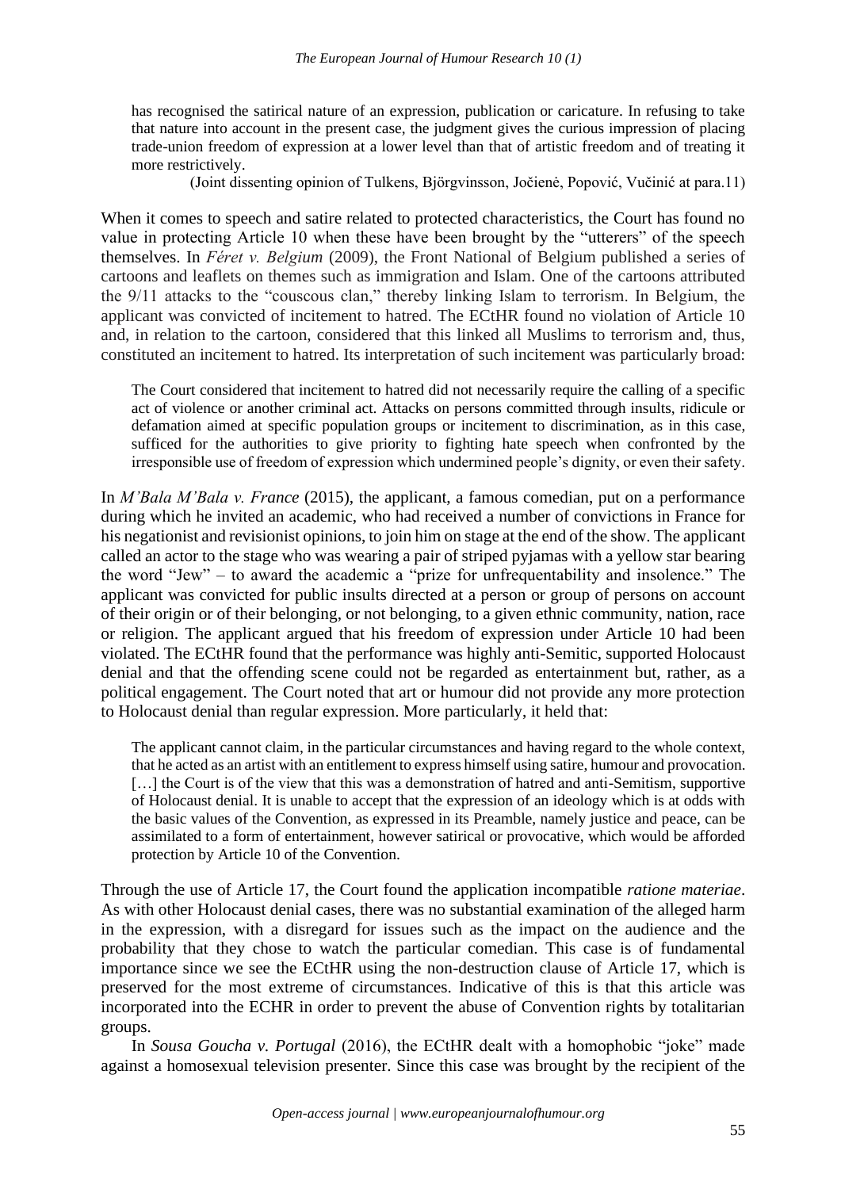> has recognised the satirical nature of an expression, publication or caricature. In refusing to take that nature into account in the present case, the judgment gives the curious impression of placing trade-union freedom of expression at a lower level than that of artistic freedom and of treating it more restrictively.
>
> (Joint dissenting opinion of Tulkens, Björgvinsson, Jočienė, Popović, Vučinić at para.11)

When it comes to speech and satire related to protected characteristics, the Court has found no value in protecting Article 10 when these have been brought by the "utterers" of the speech themselves. In *Féret v. Belgium* (2009), the Front National of Belgium published a series of cartoons and leaflets on themes such as immigration and Islam. One of the cartoons attributed the 9/11 attacks to the "couscous clan," thereby linking Islam to terrorism. In Belgium, the applicant was convicted of incitement to hatred. The ECtHR found no violation of Article 10 and, in relation to the cartoon, considered that this linked all Muslims to terrorism and, thus, constituted an incitement to hatred. Its interpretation of such incitement was particularly broad:

> The Court considered that incitement to hatred did not necessarily require the calling of a specific act of violence or another criminal act. Attacks on persons committed through insults, ridicule or defamation aimed at specific population groups or incitement to discrimination, as in this case, sufficed for the authorities to give priority to fighting hate speech when confronted by the irresponsible use of freedom of expression which undermined people's dignity, or even their safety.

In *M'Bala M'Bala v. France* (2015), the applicant, a famous comedian, put on a performance during which he invited an academic, who had received a number of convictions in France for his negationist and revisionist opinions, to join him on stage at the end of the show. The applicant called an actor to the stage who was wearing a pair of striped pyjamas with a yellow star bearing the word "Jew" – to award the academic a "prize for unfrequentability and insolence." The applicant was convicted for public insults directed at a person or group of persons on account of their origin or of their belonging, or not belonging, to a given ethnic community, nation, race or religion. The applicant argued that his freedom of expression under Article 10 had been violated. The ECtHR found that the performance was highly anti-Semitic, supported Holocaust denial and that the offending scene could not be regarded as entertainment but, rather, as a political engagement. The Court noted that art or humour did not provide any more protection to Holocaust denial than regular expression. More particularly, it held that:

> The applicant cannot claim, in the particular circumstances and having regard to the whole context, that he acted as an artist with an entitlement to express himself using satire, humour and provocation. […] the Court is of the view that this was a demonstration of hatred and anti-Semitism, supportive of Holocaust denial. It is unable to accept that the expression of an ideology which is at odds with the basic values of the Convention, as expressed in its Preamble, namely justice and peace, can be assimilated to a form of entertainment, however satirical or provocative, which would be afforded protection by Article 10 of the Convention.

Through the use of Article 17, the Court found the application incompatible *ratione materiae*. As with other Holocaust denial cases, there was no substantial examination of the alleged harm in the expression, with a disregard for issues such as the impact on the audience and the probability that they chose to watch the particular comedian. This case is of fundamental importance since we see the ECtHR using the non-destruction clause of Article 17, which is preserved for the most extreme of circumstances. Indicative of this is that this article was incorporated into the ECHR in order to prevent the abuse of Convention rights by totalitarian groups.

In *Sousa Goucha v. Portugal* (2016), the ECtHR dealt with a homophobic "joke" made against a homosexual television presenter. Since this case was brought by the recipient of the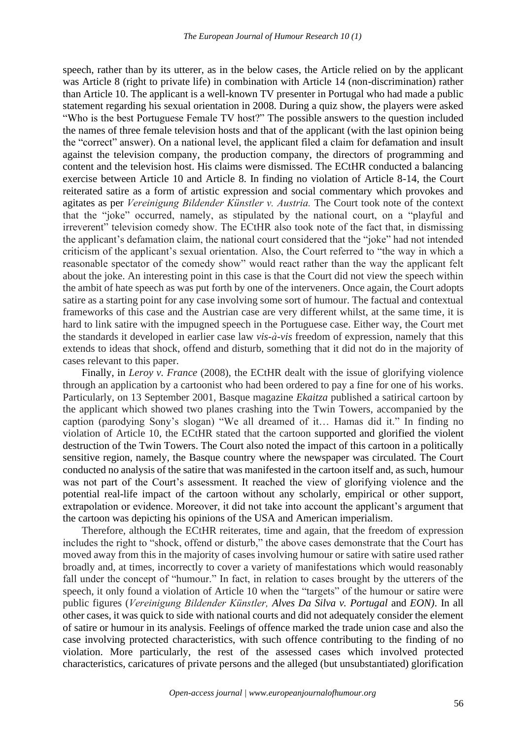speech, rather than by its utterer, as in the below cases, the Article relied on by the applicant was Article 8 (right to private life) in combination with Article 14 (non-discrimination) rather than Article 10. The applicant is a well-known TV presenter in Portugal who had made a public statement regarding his sexual orientation in 2008. During a quiz show, the players were asked "Who is the best Portuguese Female TV host?" The possible answers to the question included the names of three female television hosts and that of the applicant (with the last opinion being the "correct" answer). On a national level, the applicant filed a claim for defamation and insult against the television company, the production company, the directors of programming and content and the television host. His claims were dismissed. The ECtHR conducted a balancing exercise between Article 10 and Article 8. In finding no violation of Article 8-14, the Court reiterated satire as a form of artistic expression and social commentary which provokes and agitates as per *Vereinigung Bildender Künstler v. Austria.* The Court took note of the context that the "joke" occurred, namely, as stipulated by the national court, on a "playful and irreverent" television comedy show. The ECtHR also took note of the fact that, in dismissing the applicant's defamation claim, the national court considered that the "joke" had not intended criticism of the applicant's sexual orientation. Also, the Court referred to "the way in which a reasonable spectator of the comedy show" would react rather than the way the applicant felt about the joke. An interesting point in this case is that the Court did not view the speech within the ambit of hate speech as was put forth by one of the interveners. Once again, the Court adopts satire as a starting point for any case involving some sort of humour. The factual and contextual frameworks of this case and the Austrian case are very different whilst, at the same time, it is hard to link satire with the impugned speech in the Portuguese case. Either way, the Court met the standards it developed in earlier case law *vis-à-vis* freedom of expression, namely that this extends to ideas that shock, offend and disturb, something that it did not do in the majority of cases relevant to this paper.

Finally, in *Leroy v. France* (2008), the ECtHR dealt with the issue of glorifying violence through an application by a cartoonist who had been ordered to pay a fine for one of his works. Particularly, on 13 September 2001, Basque magazine *Ekaitza* published a satirical cartoon by the applicant which showed two planes crashing into the Twin Towers, accompanied by the caption (parodying Sony's slogan) "We all dreamed of it… Hamas did it." In finding no violation of Article 10, the ECtHR stated that the cartoon supported and glorified the violent destruction of the Twin Towers. The Court also noted the impact of this cartoon in a politically sensitive region, namely, the Basque country where the newspaper was circulated. The Court conducted no analysis of the satire that was manifested in the cartoon itself and, as such, humour was not part of the Court's assessment. It reached the view of glorifying violence and the potential real-life impact of the cartoon without any scholarly, empirical or other support, extrapolation or evidence. Moreover, it did not take into account the applicant's argument that the cartoon was depicting his opinions of the USA and American imperialism.

Therefore, although the ECtHR reiterates, time and again, that the freedom of expression includes the right to "shock, offend or disturb," the above cases demonstrate that the Court has moved away from this in the majority of cases involving humour or satire with satire used rather broadly and, at times, incorrectly to cover a variety of manifestations which would reasonably fall under the concept of "humour." In fact, in relation to cases brought by the utterers of the speech, it only found a violation of Article 10 when the "targets" of the humour or satire were public figures (*Vereinigung Bildender Künstler, Alves Da Silva v. Portugal* and *EON)*. In all other cases, it was quick to side with national courts and did not adequately consider the element of satire or humour in its analysis. Feelings of offence marked the trade union case and also the case involving protected characteristics, with such offence contributing to the finding of no violation. More particularly, the rest of the assessed cases which involved protected characteristics, caricatures of private persons and the alleged (but unsubstantiated) glorification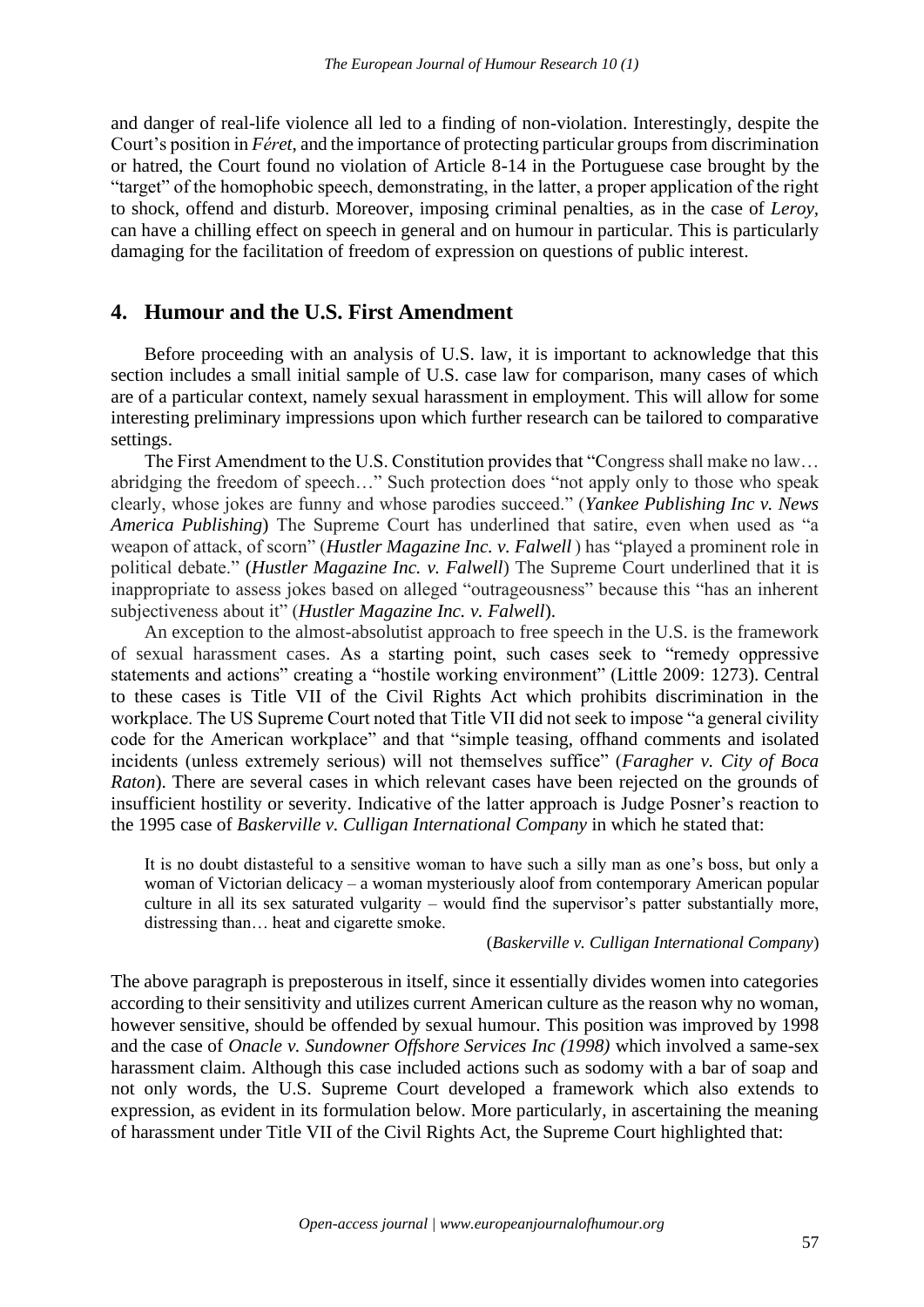and danger of real-life violence all led to a finding of non-violation. Interestingly, despite the Court's position in *Féret*, and the importance of protecting particular groups from discrimination or hatred, the Court found no violation of Article 8-14 in the Portuguese case brought by the "target" of the homophobic speech, demonstrating, in the latter, a proper application of the right to shock, offend and disturb. Moreover, imposing criminal penalties, as in the case of *Leroy*, can have a chilling effect on speech in general and on humour in particular. This is particularly damaging for the facilitation of freedom of expression on questions of public interest.

## 4. Humour and the U.S. First Amendment

Before proceeding with an analysis of U.S. law, it is important to acknowledge that this section includes a small initial sample of U.S. case law for comparison, many cases of which are of a particular context, namely sexual harassment in employment. This will allow for some interesting preliminary impressions upon which further research can be tailored to comparative settings.

The First Amendment to the U.S. Constitution provides that "Congress shall make no law… abridging the freedom of speech…" Such protection does "not apply only to those who speak clearly, whose jokes are funny and whose parodies succeed." (***Yankee Publishing Inc v. News America Publishing***) The Supreme Court has underlined that satire, even when used as "a weapon of attack, of scorn" (***Hustler Magazine Inc. v. Falwell*** ) has "played a prominent role in political debate." (***Hustler Magazine Inc. v. Falwell***) The Supreme Court underlined that it is inappropriate to assess jokes based on alleged "outrageousness" because this "has an inherent subjectiveness about it" (***Hustler Magazine Inc. v. Falwell***).

An exception to the almost-absolutist approach to free speech in the U.S. is the framework of sexual harassment cases. As a starting point, such cases seek to "remedy oppressive statements and actions" creating a "hostile working environment" (Little 2009: 1273). Central to these cases is Title VII of the Civil Rights Act which prohibits discrimination in the workplace. The US Supreme Court noted that Title VII did not seek to impose "a general civility code for the American workplace" and that "simple teasing, offhand comments and isolated incidents (unless extremely serious) will not themselves suffice" (*Faragher v. City of Boca Raton*). There are several cases in which relevant cases have been rejected on the grounds of insufficient hostility or severity. Indicative of the latter approach is Judge Posner's reaction to the 1995 case of *Baskerville v. Culligan International Company* in which he stated that:

> It is no doubt distasteful to a sensitive woman to have such a silly man as one's boss, but only a woman of Victorian delicacy – a woman mysteriously aloof from contemporary American popular culture in all its sex saturated vulgarity – would find the supervisor's patter substantially more, distressing than… heat and cigarette smoke.
>
> (*Baskerville v. Culligan International Company*)

The above paragraph is preposterous in itself, since it essentially divides women into categories according to their sensitivity and utilizes current American culture as the reason why no woman, however sensitive, should be offended by sexual humour. This position was improved by 1998 and the case of *Onacle v. Sundowner Offshore Services Inc (1998)* which involved a same-sex harassment claim. Although this case included actions such as sodomy with a bar of soap and not only words, the U.S. Supreme Court developed a framework which also extends to expression, as evident in its formulation below. More particularly, in ascertaining the meaning of harassment under Title VII of the Civil Rights Act, the Supreme Court highlighted that: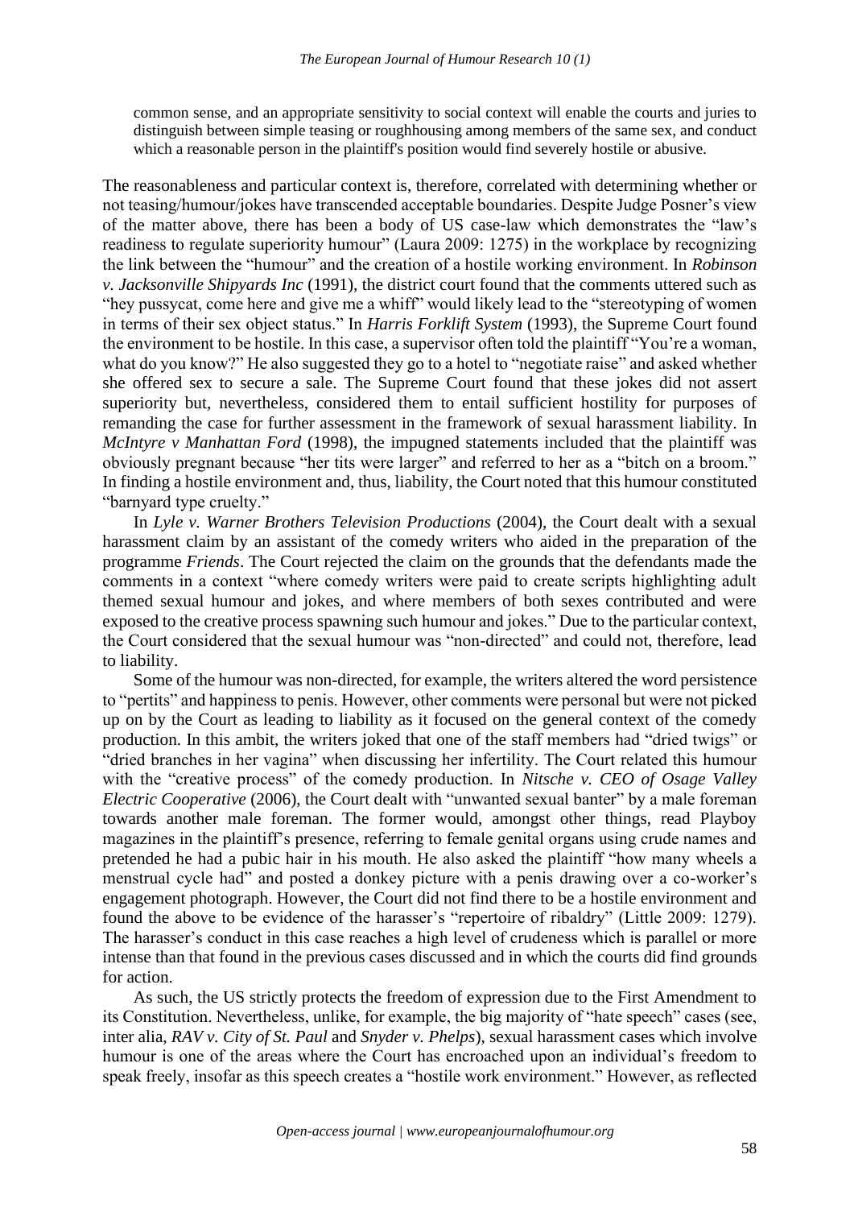common sense, and an appropriate sensitivity to social context will enable the courts and juries to distinguish between simple teasing or roughhousing among members of the same sex, and conduct which a reasonable person in the plaintiff's position would find severely hostile or abusive.

The reasonableness and particular context is, therefore, correlated with determining whether or not teasing/humour/jokes have transcended acceptable boundaries. Despite Judge Posner's view of the matter above, there has been a body of US case-law which demonstrates the "law's readiness to regulate superiority humour" (Laura 2009: 1275) in the workplace by recognizing the link between the "humour" and the creation of a hostile working environment. In *Robinson v. Jacksonville Shipyards Inc* (1991), the district court found that the comments uttered such as "hey pussycat, come here and give me a whiff" would likely lead to the "stereotyping of women in terms of their sex object status." In *Harris Forklift System* (1993), the Supreme Court found the environment to be hostile. In this case, a supervisor often told the plaintiff "You're a woman, what do you know?" He also suggested they go to a hotel to "negotiate raise" and asked whether she offered sex to secure a sale. The Supreme Court found that these jokes did not assert superiority but, nevertheless, considered them to entail sufficient hostility for purposes of remanding the case for further assessment in the framework of sexual harassment liability. In *McIntyre v Manhattan Ford* (1998), the impugned statements included that the plaintiff was obviously pregnant because "her tits were larger" and referred to her as a "bitch on a broom." In finding a hostile environment and, thus, liability, the Court noted that this humour constituted "barnyard type cruelty."

In *Lyle v. Warner Brothers Television Productions* (2004), the Court dealt with a sexual harassment claim by an assistant of the comedy writers who aided in the preparation of the programme *Friends*. The Court rejected the claim on the grounds that the defendants made the comments in a context "where comedy writers were paid to create scripts highlighting adult themed sexual humour and jokes, and where members of both sexes contributed and were exposed to the creative process spawning such humour and jokes." Due to the particular context, the Court considered that the sexual humour was "non-directed" and could not, therefore, lead to liability.

Some of the humour was non-directed, for example, the writers altered the word persistence to "pertits" and happiness to penis. However, other comments were personal but were not picked up on by the Court as leading to liability as it focused on the general context of the comedy production. In this ambit, the writers joked that one of the staff members had "dried twigs" or "dried branches in her vagina" when discussing her infertility. The Court related this humour with the "creative process" of the comedy production. In *Nitsche v. CEO of Osage Valley Electric Cooperative* (2006), the Court dealt with "unwanted sexual banter" by a male foreman towards another male foreman. The former would, amongst other things, read Playboy magazines in the plaintiff's presence, referring to female genital organs using crude names and pretended he had a pubic hair in his mouth. He also asked the plaintiff "how many wheels a menstrual cycle had" and posted a donkey picture with a penis drawing over a co-worker's engagement photograph. However, the Court did not find there to be a hostile environment and found the above to be evidence of the harasser's "repertoire of ribaldry" (Little 2009: 1279). The harasser's conduct in this case reaches a high level of crudeness which is parallel or more intense than that found in the previous cases discussed and in which the courts did find grounds for action.

As such, the US strictly protects the freedom of expression due to the First Amendment to its Constitution. Nevertheless, unlike, for example, the big majority of "hate speech" cases (see, inter alia, *RAV v. City of St. Paul* and *Snyder v. Phelps*), sexual harassment cases which involve humour is one of the areas where the Court has encroached upon an individual's freedom to speak freely, insofar as this speech creates a "hostile work environment." However, as reflected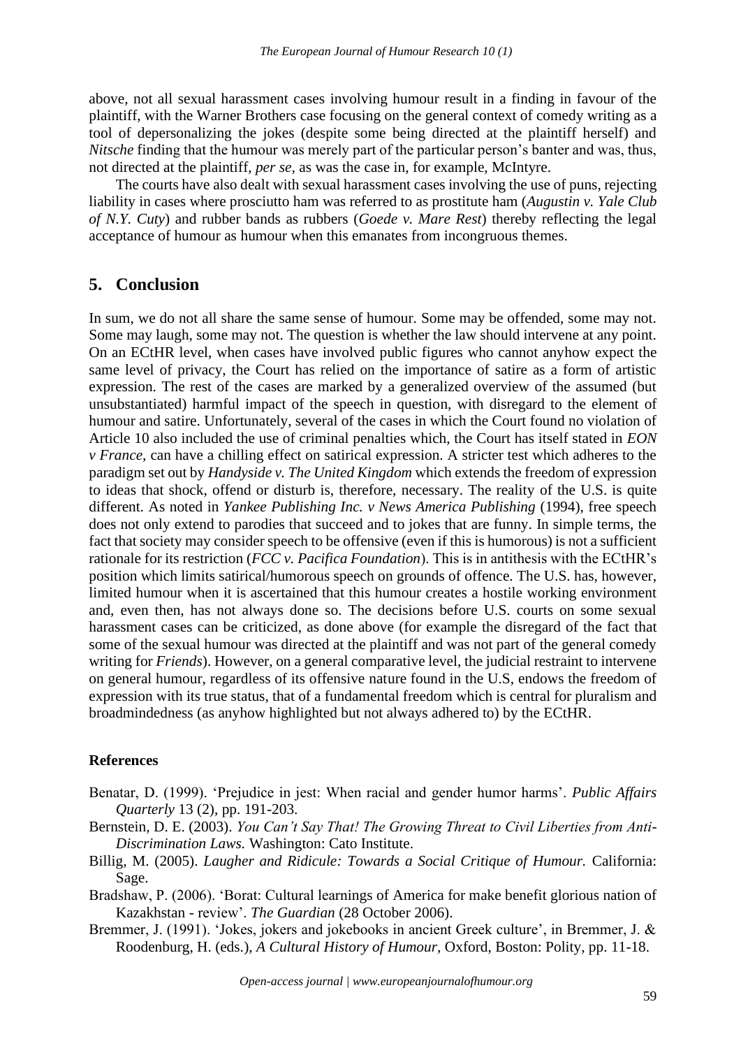above, not all sexual harassment cases involving humour result in a finding in favour of the plaintiff, with the Warner Brothers case focusing on the general context of comedy writing as a tool of depersonalizing the jokes (despite some being directed at the plaintiff herself) and *Nitsche* finding that the humour was merely part of the particular person's banter and was, thus, not directed at the plaintiff, *per se,* as was the case in, for example, McIntyre.

The courts have also dealt with sexual harassment cases involving the use of puns, rejecting liability in cases where prosciutto ham was referred to as prostitute ham (*Augustin v. Yale Club of N.Y. Cuty*) and rubber bands as rubbers (*Goede v. Mare Rest*) thereby reflecting the legal acceptance of humour as humour when this emanates from incongruous themes.

## 5. Conclusion

In sum, we do not all share the same sense of humour. Some may be offended, some may not. Some may laugh, some may not. The question is whether the law should intervene at any point. On an ECtHR level, when cases have involved public figures who cannot anyhow expect the same level of privacy, the Court has relied on the importance of satire as a form of artistic expression. The rest of the cases are marked by a generalized overview of the assumed (but unsubstantiated) harmful impact of the speech in question, with disregard to the element of humour and satire. Unfortunately, several of the cases in which the Court found no violation of Article 10 also included the use of criminal penalties which, the Court has itself stated in *EON v France,* can have a chilling effect on satirical expression. A stricter test which adheres to the paradigm set out by *Handyside v. The United Kingdom* which extends the freedom of expression to ideas that shock, offend or disturb is, therefore, necessary. The reality of the U.S. is quite different. As noted in *Yankee Publishing Inc. v News America Publishing* (1994), free speech does not only extend to parodies that succeed and to jokes that are funny. In simple terms, the fact that society may consider speech to be offensive (even if this is humorous) is not a sufficient rationale for its restriction (*FCC v. Pacifica Foundation*). This is in antithesis with the ECtHR's position which limits satirical/humorous speech on grounds of offence. The U.S. has, however, limited humour when it is ascertained that this humour creates a hostile working environment and, even then, has not always done so. The decisions before U.S. courts on some sexual harassment cases can be criticized, as done above (for example the disregard of the fact that some of the sexual humour was directed at the plaintiff and was not part of the general comedy writing for *Friends*). However, on a general comparative level, the judicial restraint to intervene on general humour, regardless of its offensive nature found in the U.S, endows the freedom of expression with its true status, that of a fundamental freedom which is central for pluralism and broadmindedness (as anyhow highlighted but not always adhered to) by the ECtHR.

**References**

Benatar, D. (1999). 'Prejudice in jest: When racial and gender humor harms'. *Public Affairs Quarterly* 13 (2), pp. 191-203.

Bernstein, D. E. (2003). *You Can't Say That! The Growing Threat to Civil Liberties from Anti-Discrimination Laws.* Washington: Cato Institute.

Billig, M. (2005). *Laugher and Ridicule: Towards a Social Critique of Humour.* California: Sage.

Bradshaw, P. (2006). 'Borat: Cultural learnings of America for make benefit glorious nation of Kazakhstan - review'. *The Guardian* (28 October 2006).

Bremmer, J. (1991). 'Jokes, jokers and jokebooks in ancient Greek culture', in Bremmer, J. & Roodenburg, H. (eds.), *A Cultural History of Humour,* Oxford, Boston: Polity, pp. 11-18.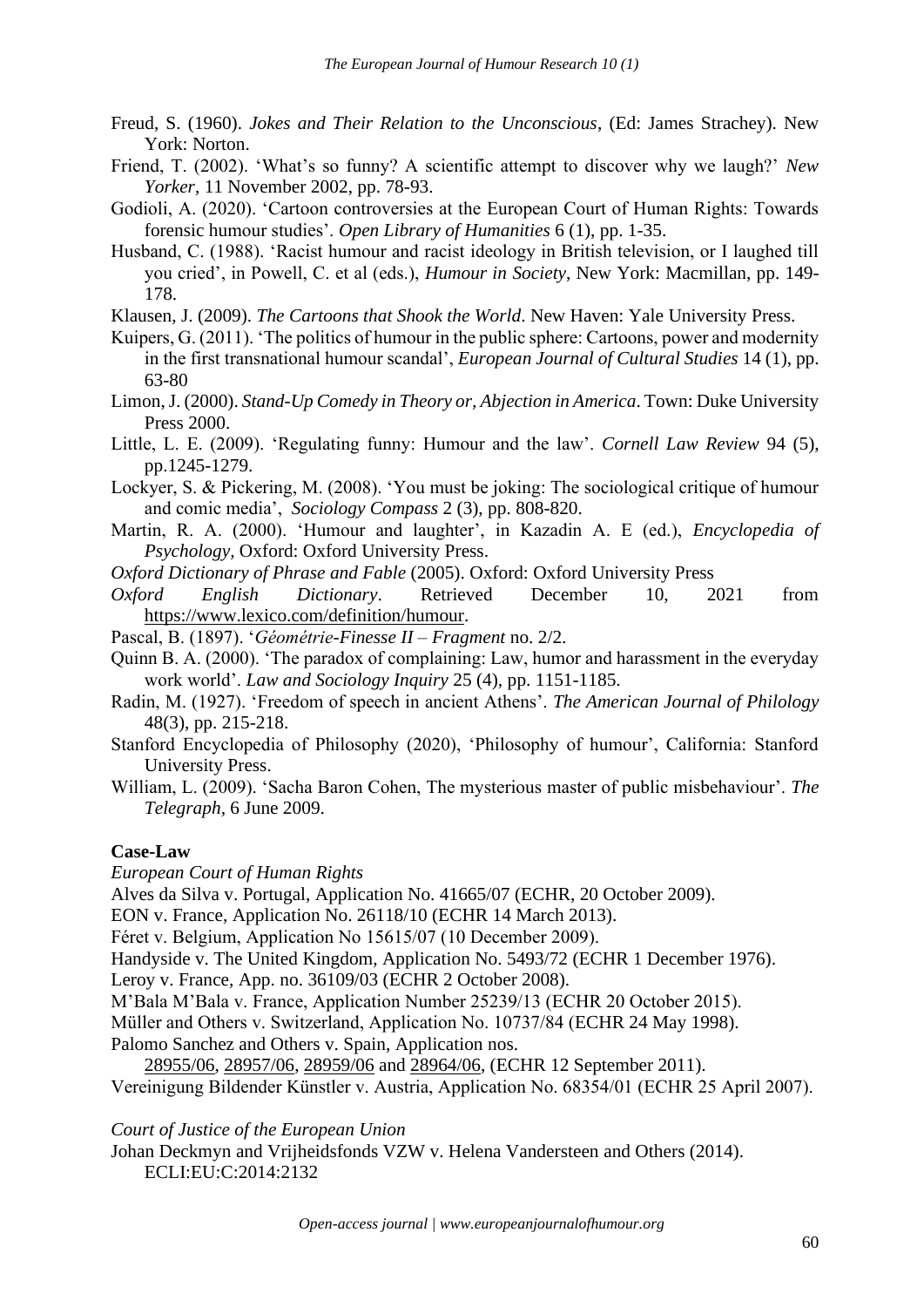Freud, S. (1960). *Jokes and Their Relation to the Unconscious*, (Ed: James Strachey). New York: Norton.

Friend, T. (2002). 'What's so funny? A scientific attempt to discover why we laugh?' *New Yorker*, 11 November 2002, pp. 78-93.

Godioli, A. (2020). 'Cartoon controversies at the European Court of Human Rights: Towards forensic humour studies'. *Open Library of Humanities* 6 (1), pp. 1-35.

Husband, C. (1988). 'Racist humour and racist ideology in British television, or I laughed till you cried', in Powell, C. et al (eds.), *Humour in Society*, New York: Macmillan, pp. 149-178.

Klausen, J. (2009). *The Cartoons that Shook the World*. New Haven: Yale University Press.

Kuipers, G. (2011). 'The politics of humour in the public sphere: Cartoons, power and modernity in the first transnational humour scandal', *European Journal of Cultural Studies* 14 (1), pp. 63-80

Limon, J. (2000). *Stand-Up Comedy in Theory or, Abjection in America*. Town: Duke University Press 2000.

Little, L. E. (2009). 'Regulating funny: Humour and the law'. *Cornell Law Review* 94 (5), pp.1245-1279.

Lockyer, S. & Pickering, M. (2008). 'You must be joking: The sociological critique of humour and comic media', *Sociology Compass* 2 (3), pp. 808-820.

Martin, R. A. (2000). 'Humour and laughter', in Kazadin A. E (ed.), *Encyclopedia of Psychology*, Oxford: Oxford University Press.

*Oxford Dictionary of Phrase and Fable* (2005). Oxford: Oxford University Press

*Oxford English Dictionary*. Retrieved December 10, 2021 from https://www.lexico.com/definition/humour.

Pascal, B. (1897). '*Géométrie-Finesse II – Fragment* no. 2/2.

Quinn B. A. (2000). 'The paradox of complaining: Law, humor and harassment in the everyday work world'. *Law and Sociology Inquiry* 25 (4), pp. 1151-1185.

Radin, M. (1927). 'Freedom of speech in ancient Athens'. *The American Journal of Philology* 48(3), pp. 215-218.

Stanford Encyclopedia of Philosophy (2020), 'Philosophy of humour', California: Stanford University Press.

William, L. (2009). 'Sacha Baron Cohen, The mysterious master of public misbehaviour'. *The Telegraph*, 6 June 2009.

**Case-Law**

*European Court of Human Rights*

Alves da Silva v. Portugal, Application No. 41665/07 (ECHR, 20 October 2009).

EON v. France, Application No. 26118/10 (ECHR 14 March 2013).

Féret v. Belgium, Application No 15615/07 (10 December 2009).

Handyside v. The United Kingdom, Application No. 5493/72 (ECHR 1 December 1976).

Leroy v. France, App. no. 36109/03 (ECHR 2 October 2008).

M'Bala M'Bala v. France, Application Number 25239/13 (ECHR 20 October 2015).

Müller and Others v. Switzerland, Application No. 10737/84 (ECHR 24 May 1998).

Palomo Sanchez and Others v. Spain, Application nos. 28955/06, 28957/06, 28959/06 and 28964/06, (ECHR 12 September 2011).

Vereinigung Bildender Künstler v. Austria, Application No. 68354/01 (ECHR 25 April 2007).

*Court of Justice of the European Union*

Johan Deckmyn and Vrijheidsfonds VZW v. Helena Vandersteen and Others (2014). ECLI:EU:C:2014:2132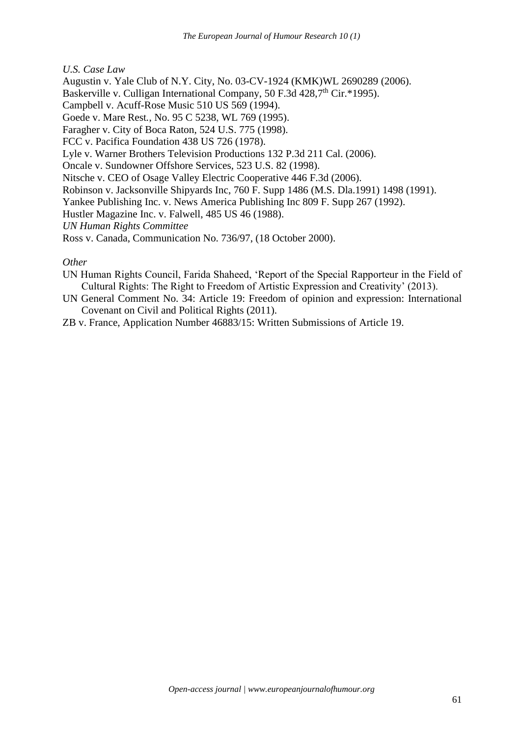*U.S. Case Law*

Augustin v. Yale Club of N.Y. City, No. 03-CV-1924 (KMK)WL 2690289 (2006).

Baskerville v. Culligan International Company, 50 F.3d 428,7th Cir.*1995).

Campbell v. Acuff-Rose Music 510 US 569 (1994).

Goede v. Mare Rest., No. 95 C 5238, WL 769 (1995).

Faragher v. City of Boca Raton, 524 U.S. 775 (1998).

FCC v. Pacifica Foundation 438 US 726 (1978).

Lyle v. Warner Brothers Television Productions 132 P.3d 211 Cal. (2006).

Oncale v. Sundowner Offshore Services, 523 U.S. 82 (1998).

Nitsche v. CEO of Osage Valley Electric Cooperative 446 F.3d (2006).

Robinson v. Jacksonville Shipyards Inc, 760 F. Supp 1486 (M.S. Dla.1991) 1498 (1991).

Yankee Publishing Inc. v. News America Publishing Inc 809 F. Supp 267 (1992).

Hustler Magazine Inc. v. Falwell, 485 US 46 (1988).

*UN Human Rights Committee*

Ross v. Canada, Communication No. 736/97, (18 October 2000).

*Other*

UN Human Rights Council, Farida Shaheed, 'Report of the Special Rapporteur in the Field of Cultural Rights: The Right to Freedom of Artistic Expression and Creativity' (2013).

UN General Comment No. 34: Article 19: Freedom of opinion and expression: International Covenant on Civil and Political Rights (2011).

ZB v. France, Application Number 46883/15: Written Submissions of Article 19.